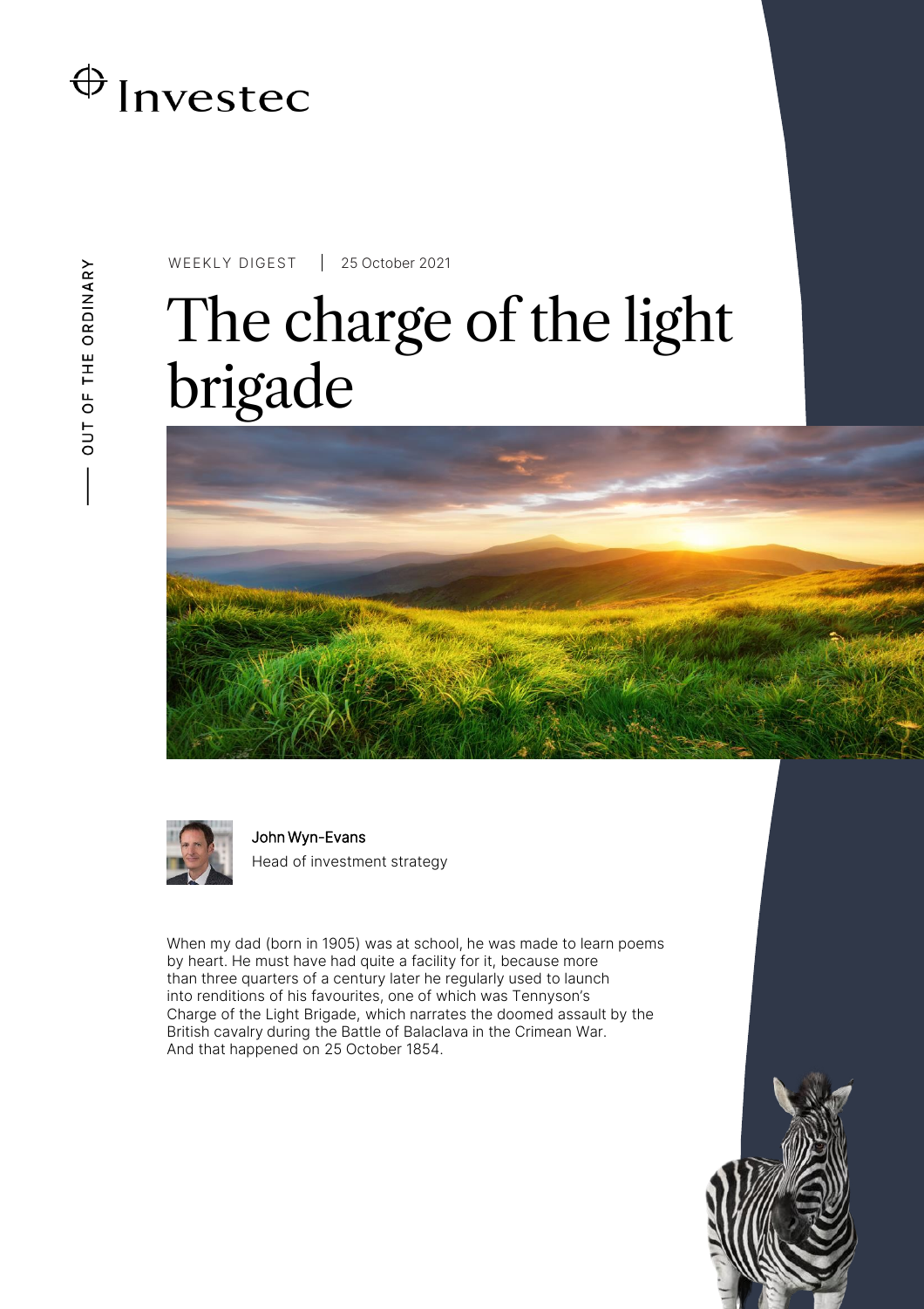Investec

OUT OF THE ORDINARY

WEEKLY DIGEST | 25 October 2021

# The charge of the light brigade

John Wyn-Evans
Head of investment strategy

When my dad (born in 1905) was at school, he was made to learn poems by heart. He must have had quite a facility for it, because more than three quarters of a century later he regularly used to launch into renditions of his favourites, one of which was Tennyson's Charge of the Light Brigade, which narrates the doomed assault by the British cavalry during the Battle of Balaclava in the Crimean War. And that happened on 25 October 1854.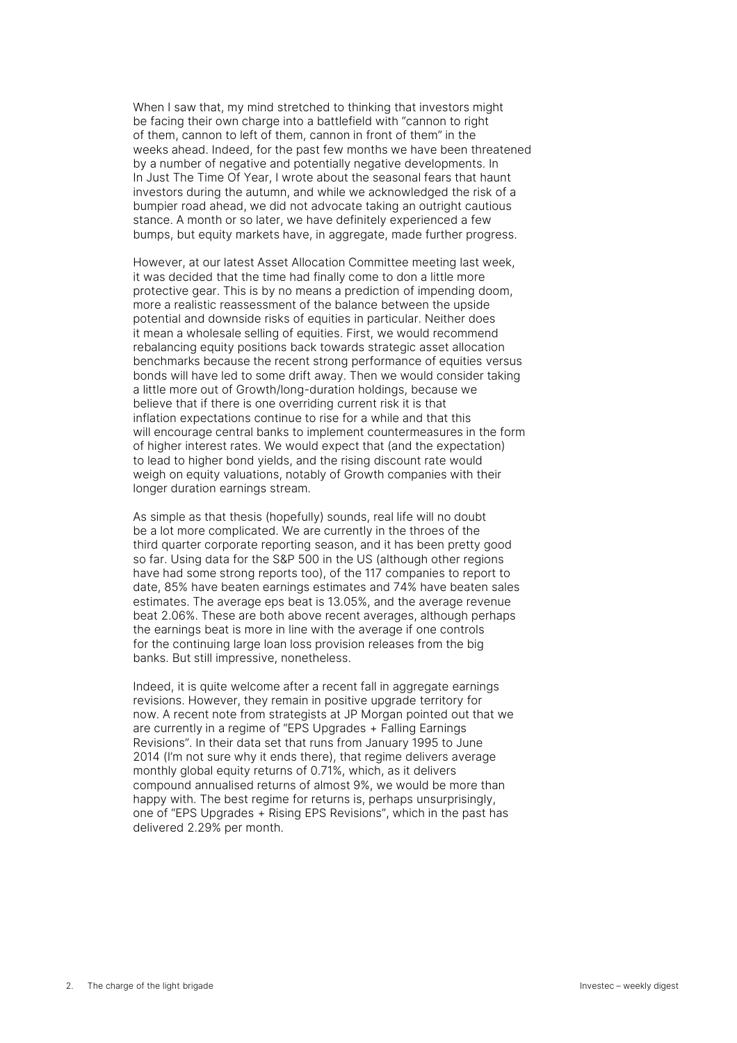When I saw that, my mind stretched to thinking that investors might be facing their own charge into a battlefield with "cannon to right of them, cannon to left of them, cannon in front of them" in the weeks ahead. Indeed, for the past few months we have been threatened by a number of negative and potentially negative developments. In In Just The Time Of Year, I wrote about the seasonal fears that haunt investors during the autumn, and while we acknowledged the risk of a bumpier road ahead, we did not advocate taking an outright cautious stance. A month or so later, we have definitely experienced a few bumps, but equity markets have, in aggregate, made further progress.

However, at our latest Asset Allocation Committee meeting last week, it was decided that the time had finally come to don a little more protective gear. This is by no means a prediction of impending doom, more a realistic reassessment of the balance between the upside potential and downside risks of equities in particular. Neither does it mean a wholesale selling of equities. First, we would recommend rebalancing equity positions back towards strategic asset allocation benchmarks because the recent strong performance of equities versus bonds will have led to some drift away. Then we would consider taking a little more out of Growth/long-duration holdings, because we believe that if there is one overriding current risk it is that inflation expectations continue to rise for a while and that this will encourage central banks to implement countermeasures in the form of higher interest rates. We would expect that (and the expectation) to lead to higher bond yields, and the rising discount rate would weigh on equity valuations, notably of Growth companies with their longer duration earnings stream.

As simple as that thesis (hopefully) sounds, real life will no doubt be a lot more complicated. We are currently in the throes of the third quarter corporate reporting season, and it has been pretty good so far. Using data for the S&P 500 in the US (although other regions have had some strong reports too), of the 117 companies to report to date, 85% have beaten earnings estimates and 74% have beaten sales estimates. The average eps beat is 13.05%, and the average revenue beat 2.06%. These are both above recent averages, although perhaps the earnings beat is more in line with the average if one controls for the continuing large loan loss provision releases from the big banks. But still impressive, nonetheless.

Indeed, it is quite welcome after a recent fall in aggregate earnings revisions. However, they remain in positive upgrade territory for now. A recent note from strategists at JP Morgan pointed out that we are currently in a regime of "EPS Upgrades + Falling Earnings Revisions". In their data set that runs from January 1995 to June 2014 (I'm not sure why it ends there), that regime delivers average monthly global equity returns of 0.71%, which, as it delivers compound annualised returns of almost 9%, we would be more than happy with. The best regime for returns is, perhaps unsurprisingly, one of "EPS Upgrades + Rising EPS Revisions", which in the past has delivered 2.29% per month.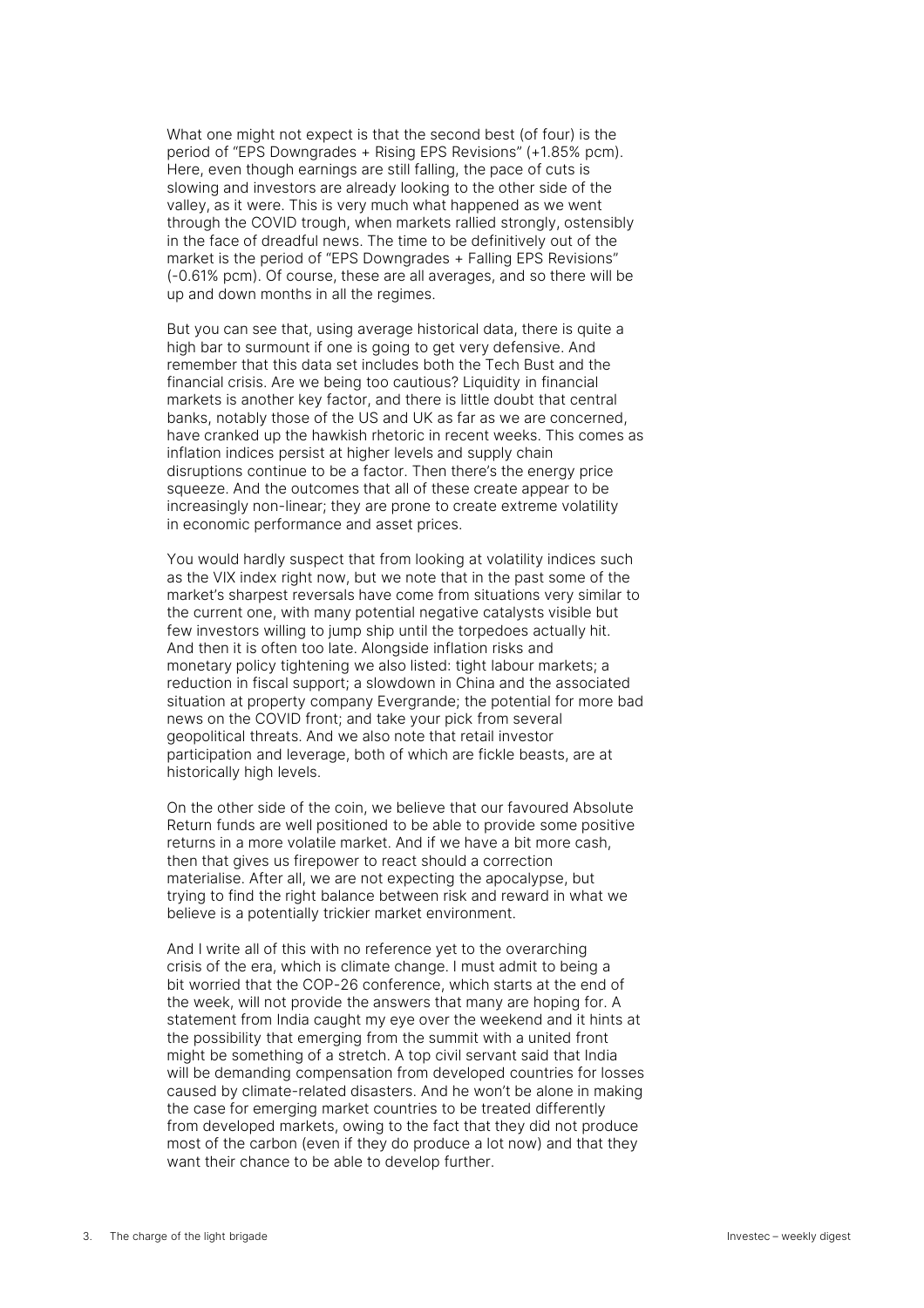What one might not expect is that the second best (of four) is the period of "EPS Downgrades + Rising EPS Revisions" (+1.85% pcm). Here, even though earnings are still falling, the pace of cuts is slowing and investors are already looking to the other side of the valley, as it were. This is very much what happened as we went through the COVID trough, when markets rallied strongly, ostensibly in the face of dreadful news. The time to be definitively out of the market is the period of "EPS Downgrades + Falling EPS Revisions" (-0.61% pcm). Of course, these are all averages, and so there will be up and down months in all the regimes.

But you can see that, using average historical data, there is quite a high bar to surmount if one is going to get very defensive. And remember that this data set includes both the Tech Bust and the financial crisis. Are we being too cautious? Liquidity in financial markets is another key factor, and there is little doubt that central banks, notably those of the US and UK as far as we are concerned, have cranked up the hawkish rhetoric in recent weeks. This comes as inflation indices persist at higher levels and supply chain disruptions continue to be a factor. Then there's the energy price squeeze. And the outcomes that all of these create appear to be increasingly non-linear; they are prone to create extreme volatility in economic performance and asset prices.

You would hardly suspect that from looking at volatility indices such as the VIX index right now, but we note that in the past some of the market's sharpest reversals have come from situations very similar to the current one, with many potential negative catalysts visible but few investors willing to jump ship until the torpedoes actually hit. And then it is often too late. Alongside inflation risks and monetary policy tightening we also listed: tight labour markets; a reduction in fiscal support; a slowdown in China and the associated situation at property company Evergrande; the potential for more bad news on the COVID front; and take your pick from several geopolitical threats. And we also note that retail investor participation and leverage, both of which are fickle beasts, are at historically high levels.

On the other side of the coin, we believe that our favoured Absolute Return funds are well positioned to be able to provide some positive returns in a more volatile market. And if we have a bit more cash, then that gives us firepower to react should a correction materialise. After all, we are not expecting the apocalypse, but trying to find the right balance between risk and reward in what we believe is a potentially trickier market environment.

And I write all of this with no reference yet to the overarching crisis of the era, which is climate change. I must admit to being a bit worried that the COP-26 conference, which starts at the end of the week, will not provide the answers that many are hoping for. A statement from India caught my eye over the weekend and it hints at the possibility that emerging from the summit with a united front might be something of a stretch. A top civil servant said that India will be demanding compensation from developed countries for losses caused by climate-related disasters. And he won't be alone in making the case for emerging market countries to be treated differently from developed markets, owing to the fact that they did not produce most of the carbon (even if they do produce a lot now) and that they want their chance to be able to develop further.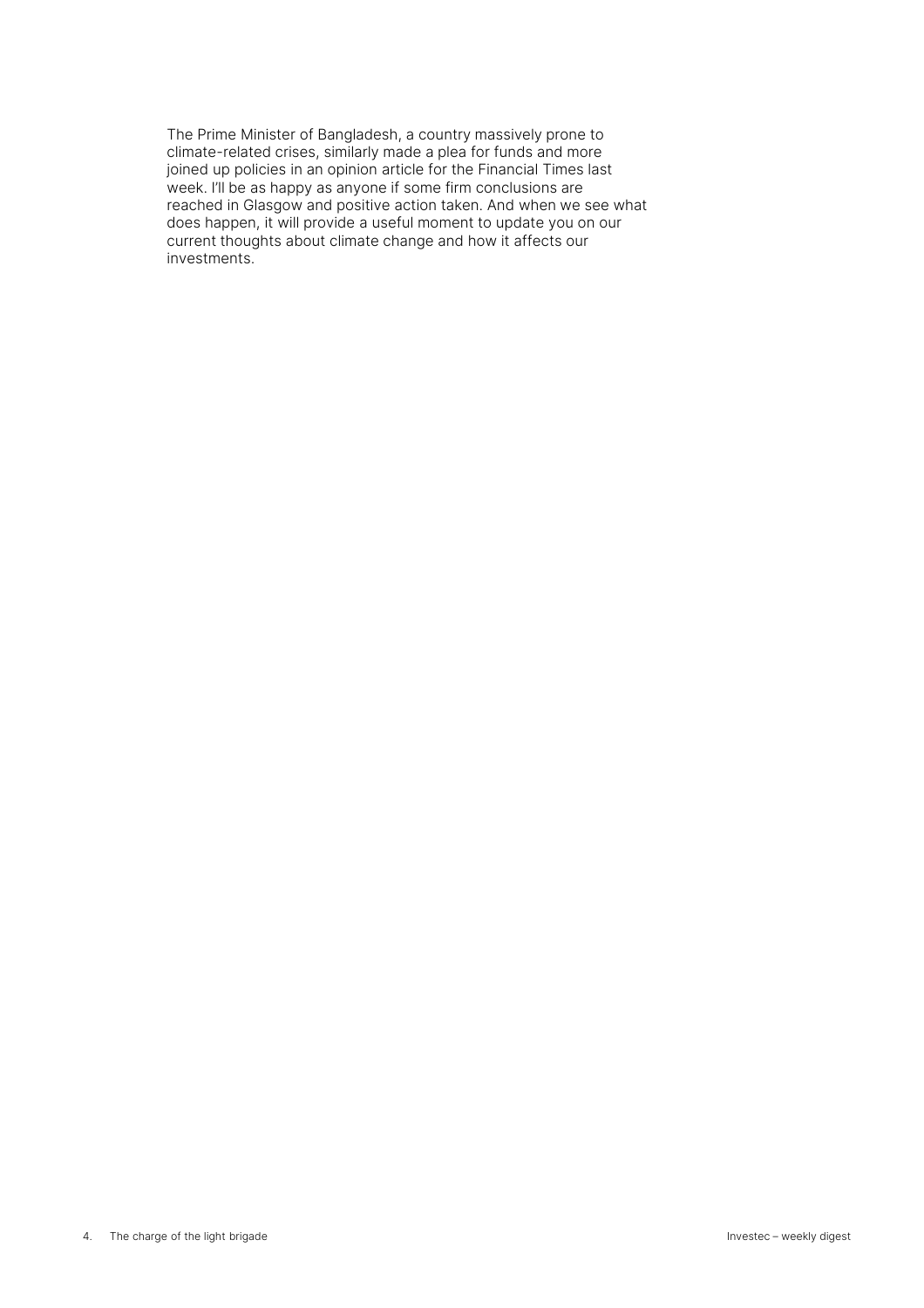The Prime Minister of Bangladesh, a country massively prone to climate-related crises, similarly made a plea for funds and more joined up policies in an opinion article for the Financial Times last week. I'll be as happy as anyone if some firm conclusions are reached in Glasgow and positive action taken. And when we see what does happen, it will provide a useful moment to update you on our current thoughts about climate change and how it affects our investments.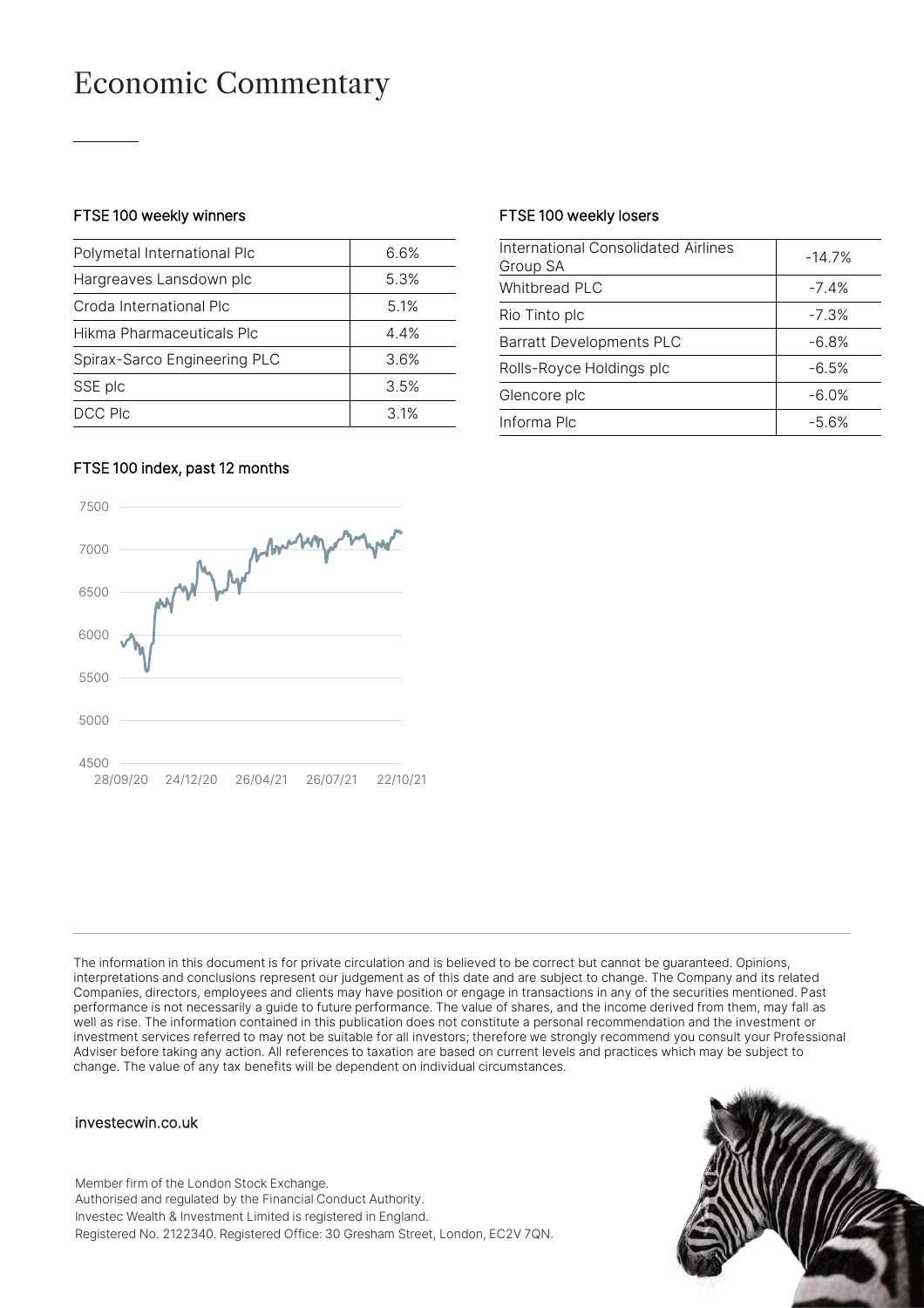# Economic Commentary

### FTSE 100 weekly winners

| | |
|---|---|
| Polymetal International Plc | 6.6% |
| Hargreaves Lansdown plc | 5.3% |
| Croda International Plc | 5.1% |
| Hikma Pharmaceuticals Plc | 4.4% |
| Spirax-Sarco Engineering PLC | 3.6% |
| SSE plc | 3.5% |
| DCC Plc | 3.1% |

### FTSE 100 weekly losers

| | |
|---|---|
| International Consolidated Airlines Group SA | -14.7% |
| Whitbread PLC | -7.4% |
| Rio Tinto plc | -7.3% |
| Barratt Developments PLC | -6.8% |
| Rolls-Royce Holdings plc | -6.5% |
| Glencore plc | -6.0% |
| Informa Plc | -5.6% |

### FTSE 100 index, past 12 months

7500
7000
6500
6000
5500
5000
4500
28/09/20 24/12/20 26/04/21 26/07/21 22/10/21

The information in this document is for private circulation and is believed to be correct but cannot be guaranteed. Opinions, interpretations and conclusions represent our judgement as of this date and are subject to change. The Company and its related Companies, directors, employees and clients may have position or engage in transactions in any of the securities mentioned. Past performance is not necessarily a guide to future performance. The value of shares, and the income derived from them, may fall as well as rise. The information contained in this publication does not constitute a personal recommendation and the investment or investment services referred to may not be suitable for all investors; therefore we strongly recommend you consult your Professional Adviser before taking any action. All references to taxation are based on current levels and practices which may be subject to change. The value of any tax benefits will be dependent on individual circumstances.

investecwin.co.uk

Member firm of the London Stock Exchange.
Authorised and regulated by the Financial Conduct Authority.
Investec Wealth & Investment Limited is registered in England.
Registered No. 2122340. Registered Office: 30 Gresham Street, London, EC2V 7QN.